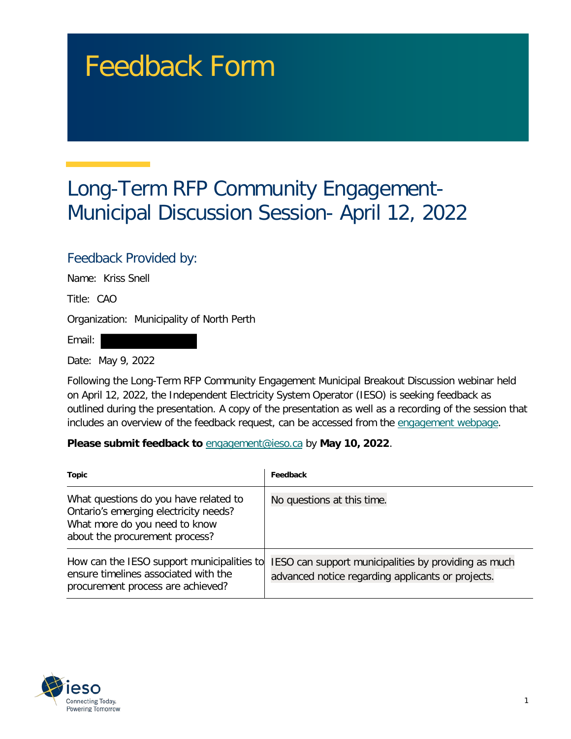# Feedback Form

## Long-Term RFP Community Engagement- Municipal Discussion Session- April 12, 2022

### Feedback Provided by:

Name: Kriss Snell

Title: CAO

Organization: Municipality of North Perth

Email:

Date: May 9, 2022

Following the Long-Term RFP Community Engagement Municipal Breakout Discussion webinar held on April 12, 2022, the Independent Electricity System Operator (IESO) is seeking feedback as outlined during the presentation. A copy of the presentation as well as a recording of the session that includes an overview of the feedback request, can be accessed from the engagement webpage.

**Please submit feedback to** engagement@ieso.ca by **May 10, 2022**.

| Topic | Feedback |
|---|---|
| What questions do you have related to Ontario's emerging electricity needs? What more do you need to know about the procurement process? | No questions at this time. |
| How can the IESO support municipalities to ensure timelines associated with the procurement process are achieved? | IESO can support municipalities by providing as much advanced notice regarding applicants or projects. |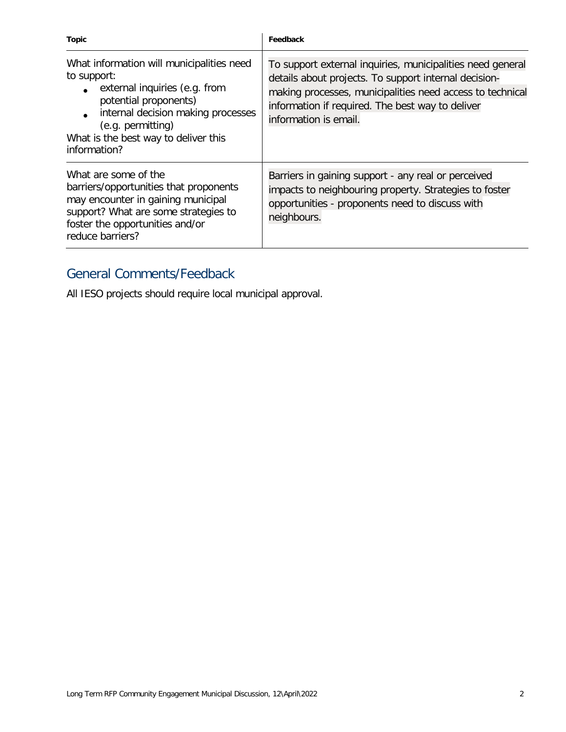| Topic | Feedback |
| --- | --- |
| What information will municipalities need to support:<br>• external inquiries (e.g. from potential proponents)<br>• internal decision making processes (e.g. permitting)<br>What is the best way to deliver this information? | To support external inquiries, municipalities need general details about projects. To support internal decision-making processes, municipalities need access to technical information if required. The best way to deliver information is email. |
| What are some of the barriers/opportunities that proponents may encounter in gaining municipal support? What are some strategies to foster the opportunities and/or reduce barriers? | Barriers in gaining support - any real or perceived impacts to neighbouring property. Strategies to foster opportunities - proponents need to discuss with neighbours. |

## General Comments/Feedback

All IESO projects should require local municipal approval.